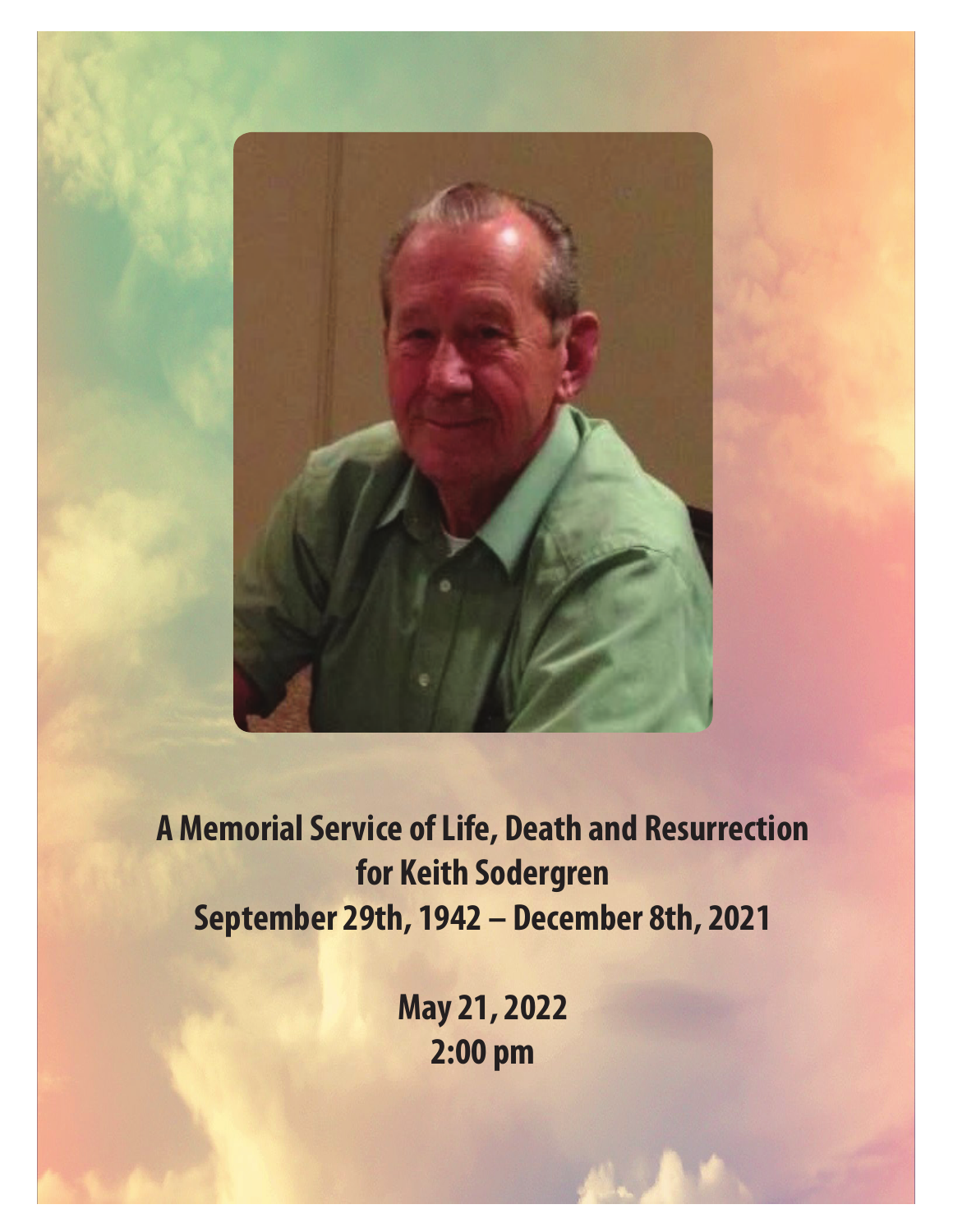# A Memorial Service of Life, Death and Resurrection for Keith Sodergren

**September 29th, 1942 – December 8th, 2021**

**May 21, 2022**
**2:00 pm**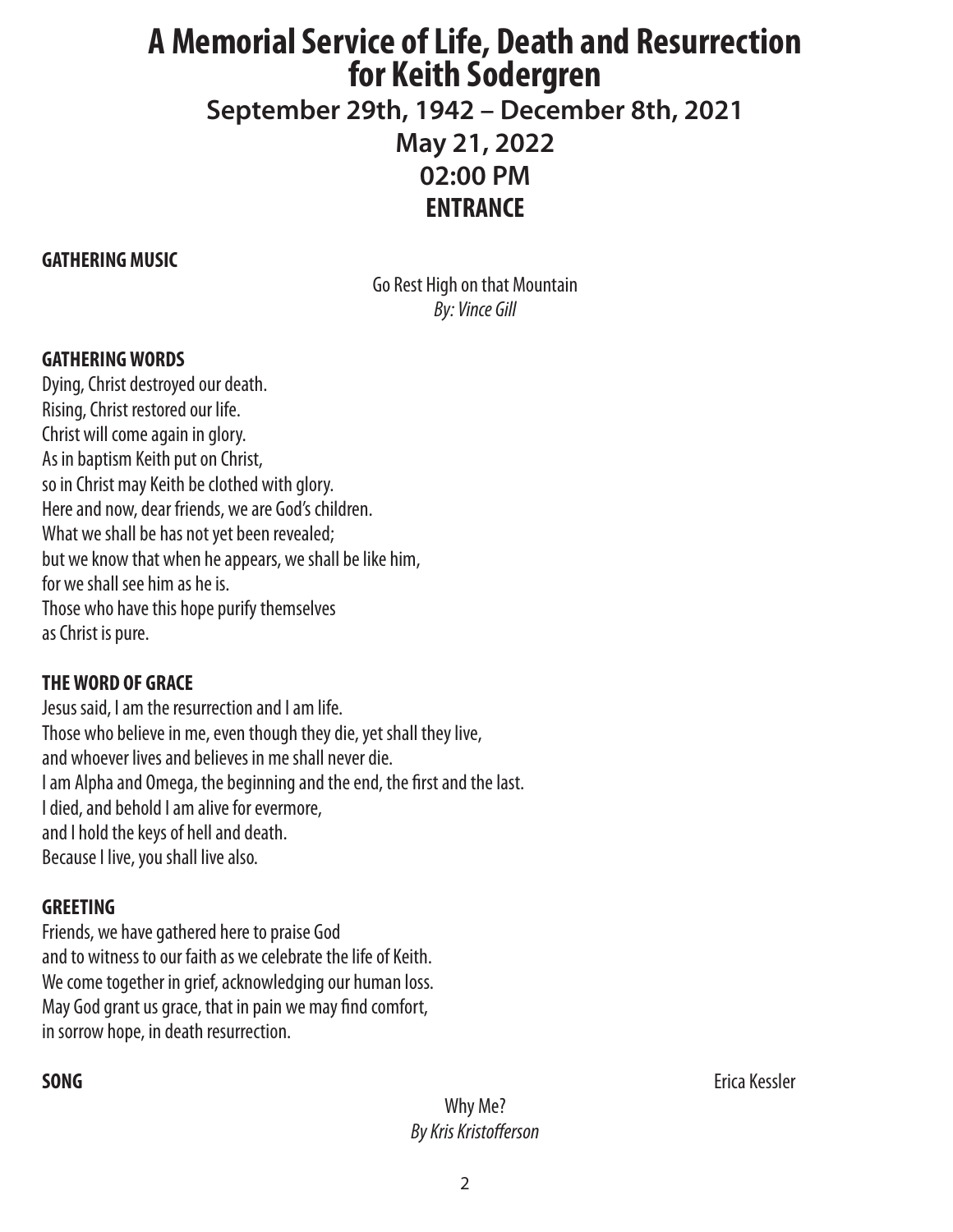# A Memorial Service of Life, Death and Resurrection for Keith Sodergren

## September 29th, 1942 – December 8th, 2021

## May 21, 2022

## 02:00 PM

## ENTRANCE

**GATHERING MUSIC**

Go Rest High on that Mountain
*By: Vince Gill*

**GATHERING WORDS**

Dying, Christ destroyed our death.
Rising, Christ restored our life.
Christ will come again in glory.
As in baptism Keith put on Christ,
so in Christ may Keith be clothed with glory.
Here and now, dear friends, we are God's children.
What we shall be has not yet been revealed;
but we know that when he appears, we shall be like him,
for we shall see him as he is.
Those who have this hope purify themselves
as Christ is pure.

**THE WORD OF GRACE**

Jesus said, I am the resurrection and I am life.
Those who believe in me, even though they die, yet shall they live,
and whoever lives and believes in me shall never die.
I am Alpha and Omega, the beginning and the end, the first and the last.
I died, and behold I am alive for evermore,
and I hold the keys of hell and death.
Because I live, you shall live also.

**GREETING**

Friends, we have gathered here to praise God
and to witness to our faith as we celebrate the life of Keith.
We come together in grief, acknowledging our human loss.
May God grant us grace, that in pain we may find comfort,
in sorrow hope, in death resurrection.

**SONG** Erica Kessler

Why Me?
*By Kris Kristofferson*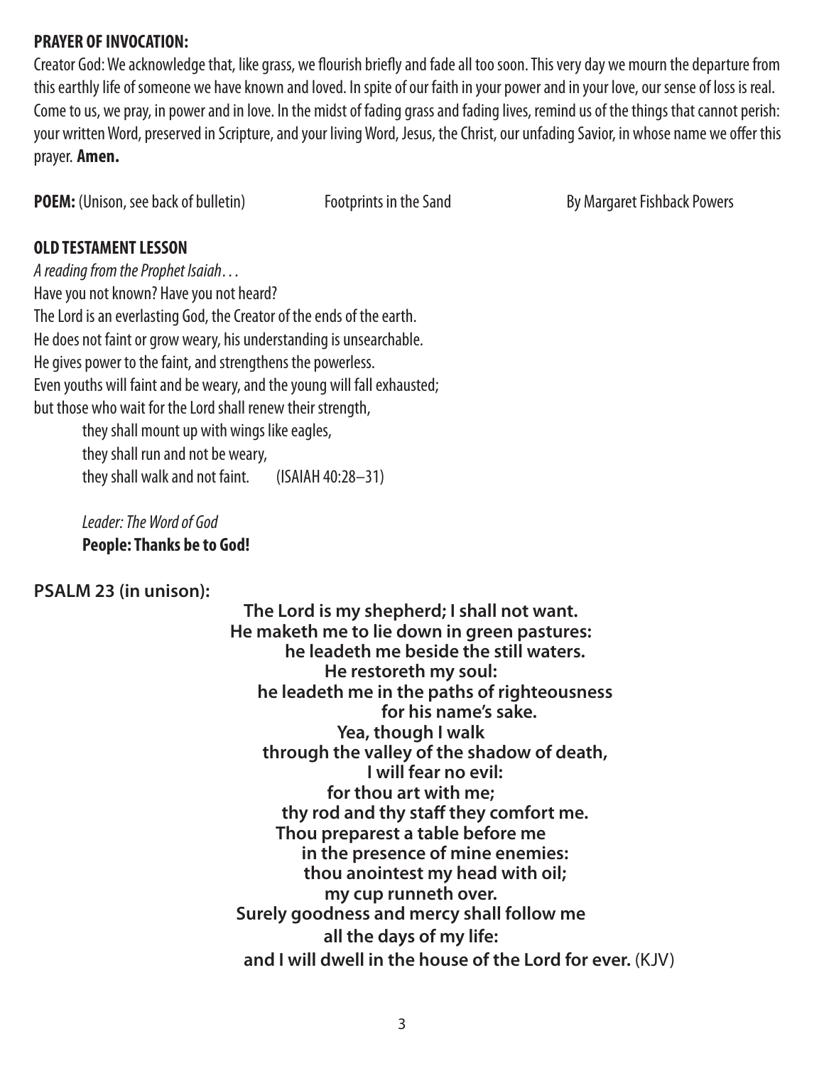**PRAYER OF INVOCATION:**

Creator God: We acknowledge that, like grass, we flourish briefly and fade all too soon. This very day we mourn the departure from this earthly life of someone we have known and loved. In spite of our faith in your power and in your love, our sense of loss is real. Come to us, we pray, in power and in love. In the midst of fading grass and fading lives, remind us of the things that cannot perish: your written Word, preserved in Scripture, and your living Word, Jesus, the Christ, our unfading Savior, in whose name we offer this prayer. **Amen.**

**POEM:** (Unison, see back of bulletin) Footprints in the Sand By Margaret Fishback Powers

**OLD TESTAMENT LESSON**

*A reading from the Prophet Isaiah…*

Have you not known? Have you not heard?
The Lord is an everlasting God, the Creator of the ends of the earth.
He does not faint or grow weary, his understanding is unsearchable.
He gives power to the faint, and strengthens the powerless.
Even youths will faint and be weary, and the young will fall exhausted;
but those who wait for the Lord shall renew their strength,
they shall mount up with wings like eagles,
they shall run and not be weary,
they shall walk and not faint. (ISAIAH 40:28–31)

*Leader: The Word of God*
**People: Thanks be to God!**

**PSALM 23 (in unison):**

**The Lord is my shepherd; I shall not want.**
**He maketh me to lie down in green pastures:**
**he leadeth me beside the still waters.**
**He restoreth my soul:**
**he leadeth me in the paths of righteousness**
**for his name's sake.**
**Yea, though I walk**
**through the valley of the shadow of death,**
**I will fear no evil:**
**for thou art with me;**
**thy rod and thy staff they comfort me.**
**Thou preparest a table before me**
**in the presence of mine enemies:**
**thou anointest my head with oil;**
**my cup runneth over.**
**Surely goodness and mercy shall follow me**
**all the days of my life:**
**and I will dwell in the house of the Lord for ever.** (KJV)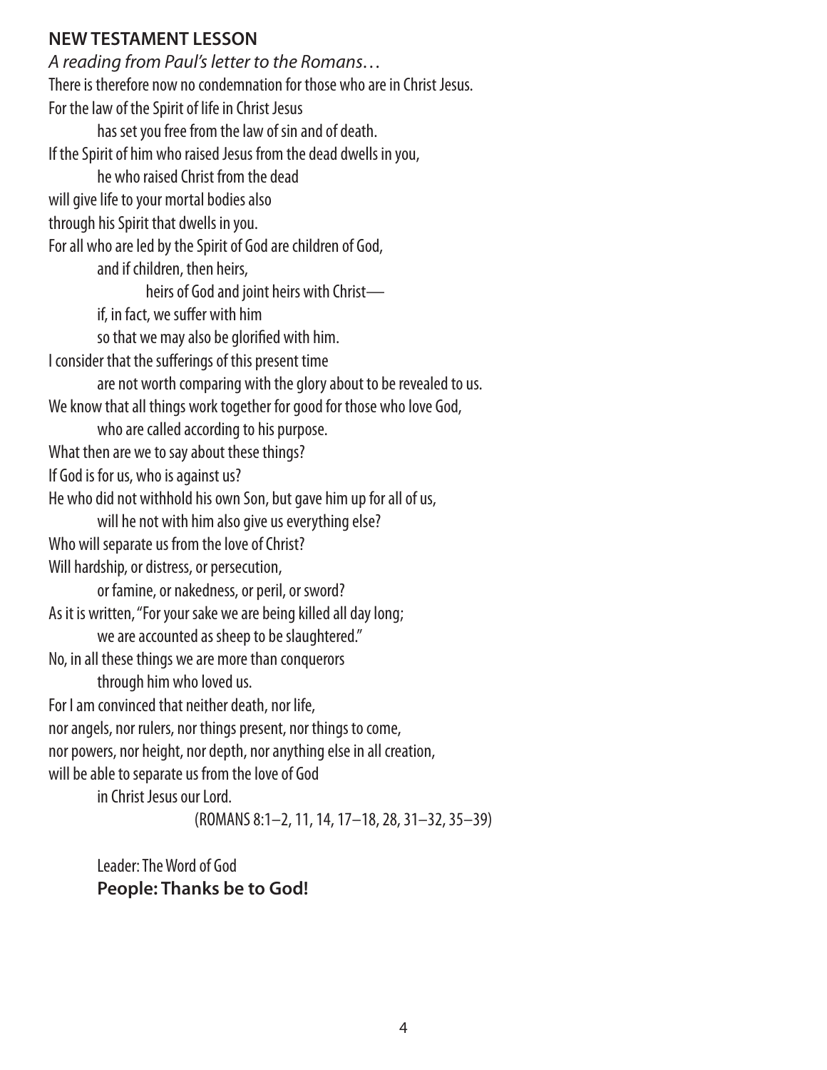## NEW TESTAMENT LESSON

*A reading from Paul's letter to the Romans…*

There is therefore now no condemnation for those who are in Christ Jesus.
For the law of the Spirit of life in Christ Jesus
has set you free from the law of sin and of death.
If the Spirit of him who raised Jesus from the dead dwells in you,
he who raised Christ from the dead
will give life to your mortal bodies also
through his Spirit that dwells in you.
For all who are led by the Spirit of God are children of God,
and if children, then heirs,
heirs of God and joint heirs with Christ—
if, in fact, we suffer with him
so that we may also be glorified with him.
I consider that the sufferings of this present time
are not worth comparing with the glory about to be revealed to us.
We know that all things work together for good for those who love God,
who are called according to his purpose.
What then are we to say about these things?
If God is for us, who is against us?
He who did not withhold his own Son, but gave him up for all of us,
will he not with him also give us everything else?
Who will separate us from the love of Christ?
Will hardship, or distress, or persecution,
or famine, or nakedness, or peril, or sword?
As it is written, "For your sake we are being killed all day long;
we are accounted as sheep to be slaughtered."
No, in all these things we are more than conquerors
through him who loved us.
For I am convinced that neither death, nor life,
nor angels, nor rulers, nor things present, nor things to come,
nor powers, nor height, nor depth, nor anything else in all creation,
will be able to separate us from the love of God
in Christ Jesus our Lord.

(ROMANS 8:1–2, 11, 14, 17–18, 28, 31–32, 35–39)

Leader: The Word of God
**People: Thanks be to God!**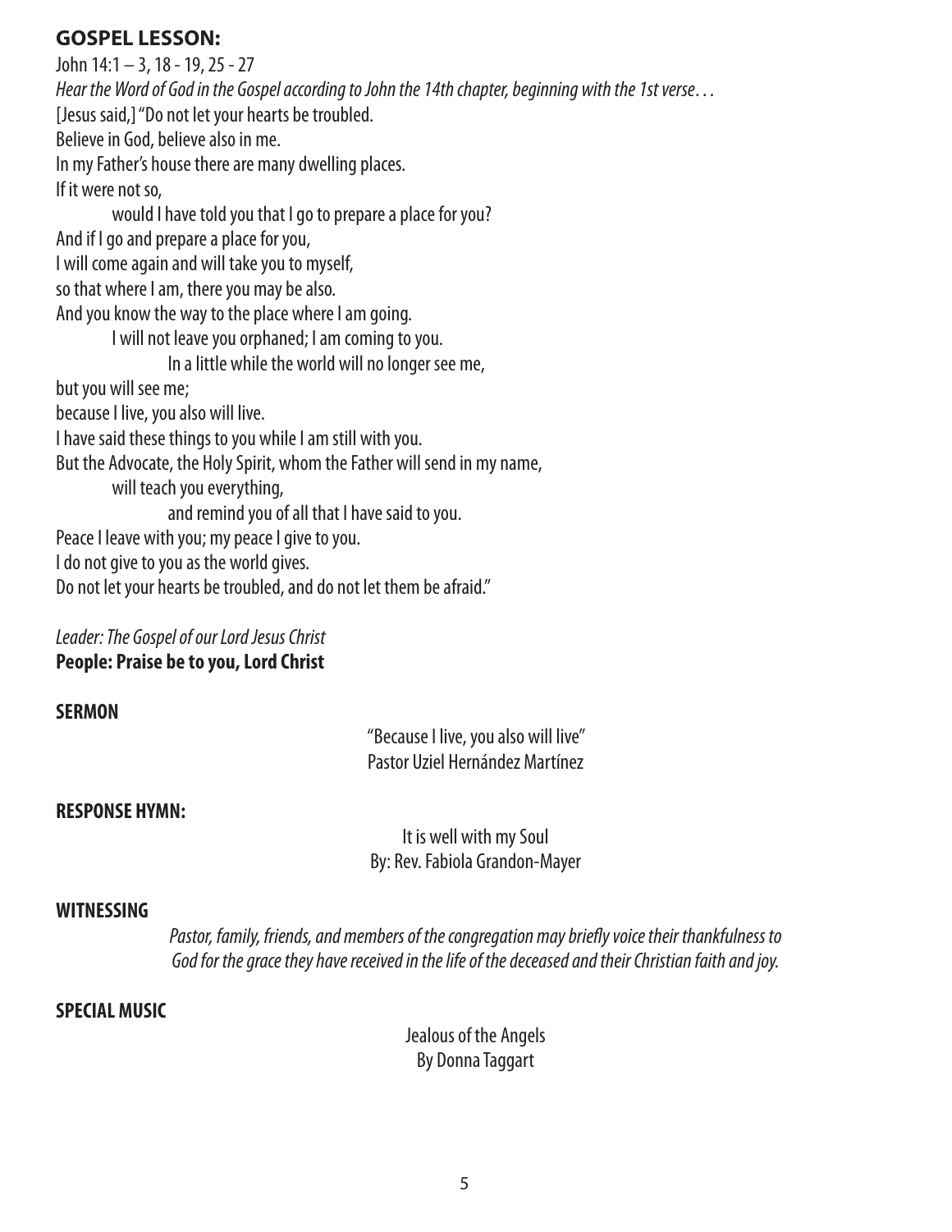## GOSPEL LESSON:

John 14:1 – 3, 18 - 19, 25 - 27

*Hear the Word of God in the Gospel according to John the 14th chapter, beginning with the 1st verse…*

[Jesus said,] "Do not let your hearts be troubled.
Believe in God, believe also in me.
In my Father's house there are many dwelling places.
If it were not so,
would I have told you that I go to prepare a place for you?
And if I go and prepare a place for you,
I will come again and will take you to myself,
so that where I am, there you may be also.
And you know the way to the place where I am going.
I will not leave you orphaned; I am coming to you.
In a little while the world will no longer see me,
but you will see me;
because I live, you also will live.
I have said these things to you while I am still with you.
But the Advocate, the Holy Spirit, whom the Father will send in my name,
will teach you everything,
and remind you of all that I have said to you.
Peace I leave with you; my peace I give to you.
I do not give to you as the world gives.
Do not let your hearts be troubled, and do not let them be afraid."

*Leader: The Gospel of our Lord Jesus Christ*
**People: Praise be to you, Lord Christ**

**SERMON**

"Because I live, you also will live"
Pastor Uziel Hernández Martínez

**RESPONSE HYMN:**

It is well with my Soul
By: Rev. Fabiola Grandon-Mayer

**WITNESSING**

*Pastor, family, friends, and members of the congregation may briefly voice their thankfulness to God for the grace they have received in the life of the deceased and their Christian faith and joy.*

**SPECIAL MUSIC**

Jealous of the Angels
By Donna Taggart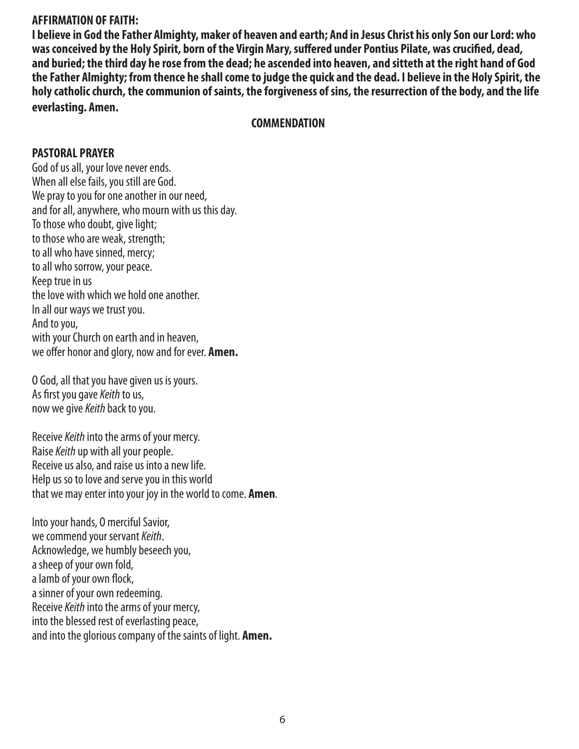**AFFIRMATION OF FAITH:**

**I believe in God the Father Almighty, maker of heaven and earth; And in Jesus Christ his only Son our Lord: who was conceived by the Holy Spirit, born of the Virgin Mary, suffered under Pontius Pilate, was crucified, dead, and buried; the third day he rose from the dead; he ascended into heaven, and sitteth at the right hand of God the Father Almighty; from thence he shall come to judge the quick and the dead. I believe in the Holy Spirit, the holy catholic church, the communion of saints, the forgiveness of sins, the resurrection of the body, and the life everlasting. Amen.**

## COMMENDATION

**PASTORAL PRAYER**

God of us all, your love never ends.
When all else fails, you still are God.
We pray to you for one another in our need,
and for all, anywhere, who mourn with us this day.
To those who doubt, give light;
to those who are weak, strength;
to all who have sinned, mercy;
to all who sorrow, your peace.
Keep true in us
the love with which we hold one another.
In all our ways we trust you.
And to you,
with your Church on earth and in heaven,
we offer honor and glory, now and for ever. **Amen.**

O God, all that you have given us is yours.
As first you gave *Keith* to us,
now we give *Keith* back to you.

Receive *Keith* into the arms of your mercy.
Raise *Keith* up with all your people.
Receive us also, and raise us into a new life.
Help us so to love and serve you in this world
that we may enter into your joy in the world to come. **Amen**.

Into your hands, O merciful Savior,
we commend your servant *Keith*.
Acknowledge, we humbly beseech you,
a sheep of your own fold,
a lamb of your own flock,
a sinner of your own redeeming.
Receive *Keith* into the arms of your mercy,
into the blessed rest of everlasting peace,
and into the glorious company of the saints of light. **Amen.**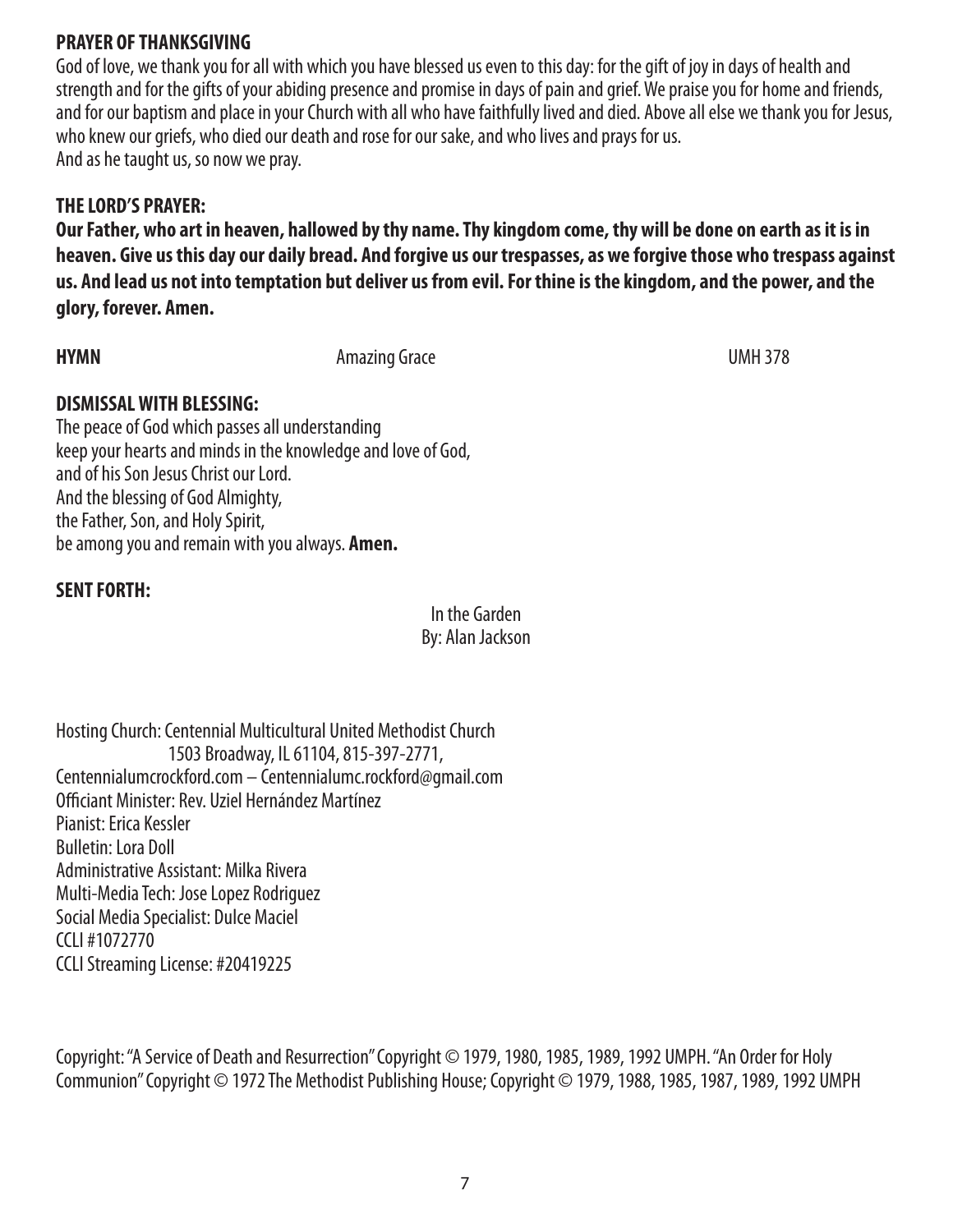**PRAYER OF THANKSGIVING**

God of love, we thank you for all with which you have blessed us even to this day: for the gift of joy in days of health and strength and for the gifts of your abiding presence and promise in days of pain and grief. We praise you for home and friends, and for our baptism and place in your Church with all who have faithfully lived and died. Above all else we thank you for Jesus, who knew our griefs, who died our death and rose for our sake, and who lives and prays for us.
And as he taught us, so now we pray.

**THE LORD'S PRAYER:**

**Our Father, who art in heaven, hallowed by thy name. Thy kingdom come, thy will be done on earth as it is in heaven. Give us this day our daily bread. And forgive us our trespasses, as we forgive those who trespass against us. And lead us not into temptation but deliver us from evil. For thine is the kingdom, and the power, and the glory, forever. Amen.**

**HYMN** Amazing Grace UMH 378

**DISMISSAL WITH BLESSING:**

The peace of God which passes all understanding
keep your hearts and minds in the knowledge and love of God,
and of his Son Jesus Christ our Lord.
And the blessing of God Almighty,
the Father, Son, and Holy Spirit,
be among you and remain with you always. **Amen.**

**SENT FORTH:**

In the Garden
By: Alan Jackson

Hosting Church: Centennial Multicultural United Methodist Church
1503 Broadway, IL 61104, 815-397-2771,
Centennialumcrockford.com – Centennialumc.rockford@gmail.com
Officiant Minister: Rev. Uziel Hernández Martínez
Pianist: Erica Kessler
Bulletin: Lora Doll
Administrative Assistant: Milka Rivera
Multi-Media Tech: Jose Lopez Rodriguez
Social Media Specialist: Dulce Maciel
CCLI #1072770
CCLI Streaming License: #20419225

Copyright: "A Service of Death and Resurrection" Copyright © 1979, 1980, 1985, 1989, 1992 UMPH. "An Order for Holy Communion" Copyright © 1972 The Methodist Publishing House; Copyright © 1979, 1988, 1985, 1987, 1989, 1992 UMPH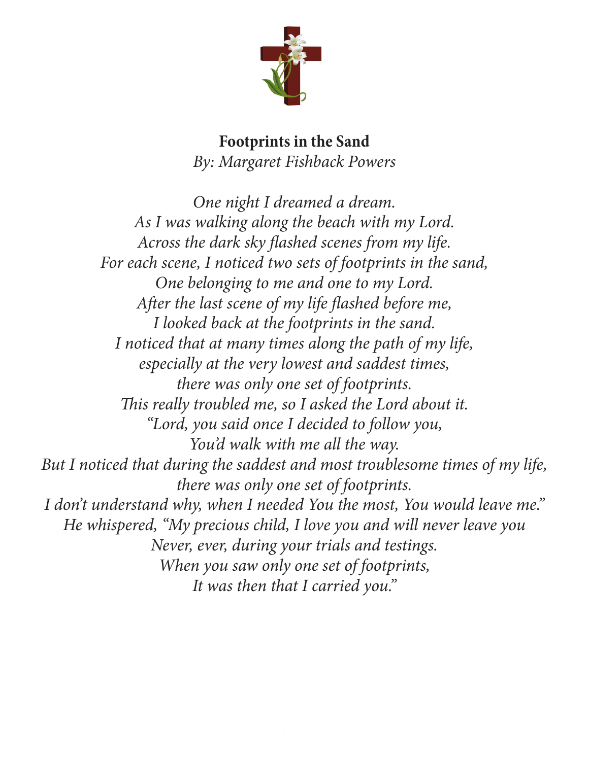**Footprints in the Sand**

*By: Margaret Fishback Powers*

*One night I dreamed a dream.*
*As I was walking along the beach with my Lord.*
*Across the dark sky flashed scenes from my life.*
*For each scene, I noticed two sets of footprints in the sand,*
*One belonging to me and one to my Lord.*
*After the last scene of my life flashed before me,*
*I looked back at the footprints in the sand.*
*I noticed that at many times along the path of my life,*
*especially at the very lowest and saddest times,*
*there was only one set of footprints.*
*This really troubled me, so I asked the Lord about it.*
*"Lord, you said once I decided to follow you,*
*You'd walk with me all the way.*
*But I noticed that during the saddest and most troublesome times of my life,*
*there was only one set of footprints.*
*I don't understand why, when I needed You the most, You would leave me."*
*He whispered, "My precious child, I love you and will never leave you*
*Never, ever, during your trials and testings.*
*When you saw only one set of footprints,*
*It was then that I carried you."*